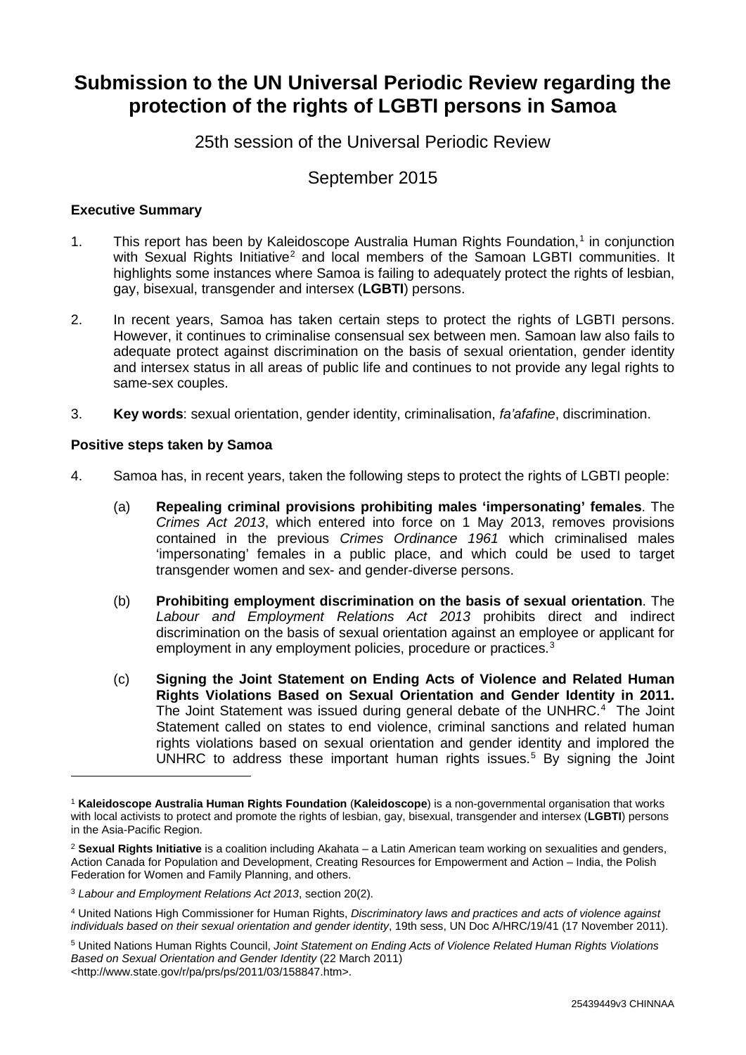# Submission to the UN Universal Periodic Review regarding the protection of the rights of LGBTI persons in Samoa

25th session of the Universal Periodic Review

September 2015

### Executive Summary

1. This report has been by Kaleidoscope Australia Human Rights Foundation,[1] in conjunction with Sexual Rights Initiative[2] and local members of the Samoan LGBTI communities. It highlights some instances where Samoa is failing to adequately protect the rights of lesbian, gay, bisexual, transgender and intersex (**LGBTI**) persons.

2. In recent years, Samoa has taken certain steps to protect the rights of LGBTI persons. However, it continues to criminalise consensual sex between men. Samoan law also fails to adequate protect against discrimination on the basis of sexual orientation, gender identity and intersex status in all areas of public life and continues to not provide any legal rights to same-sex couples.

3. **Key words**: sexual orientation, gender identity, criminalisation, *fa'afafine*, discrimination.

### Positive steps taken by Samoa

4. Samoa has, in recent years, taken the following steps to protect the rights of LGBTI people:

   (a) **Repealing criminal provisions prohibiting males 'impersonating' females**. The *Crimes Act 2013*, which entered into force on 1 May 2013, removes provisions contained in the previous *Crimes Ordinance 1961* which criminalised males 'impersonating' females in a public place, and which could be used to target transgender women and sex- and gender-diverse persons.

   (b) **Prohibiting employment discrimination on the basis of sexual orientation**. The *Labour and Employment Relations Act 2013* prohibits direct and indirect discrimination on the basis of sexual orientation against an employee or applicant for employment in any employment policies, procedure or practices.[3]

   (c) **Signing the Joint Statement on Ending Acts of Violence and Related Human Rights Violations Based on Sexual Orientation and Gender Identity in 2011.** The Joint Statement was issued during general debate of the UNHRC.[4] The Joint Statement called on states to end violence, criminal sanctions and related human rights violations based on sexual orientation and gender identity and implored the UNHRC to address these important human rights issues.[5] By signing the Joint

---

[1] **Kaleidoscope Australia Human Rights Foundation** (**Kaleidoscope**) is a non-governmental organisation that works with local activists to protect and promote the rights of lesbian, gay, bisexual, transgender and intersex (**LGBTI**) persons in the Asia-Pacific Region.

[2] **Sexual Rights Initiative** is a coalition including Akahata – a Latin American team working on sexualities and genders, Action Canada for Population and Development, Creating Resources for Empowerment and Action – India, the Polish Federation for Women and Family Planning, and others.

[3] *Labour and Employment Relations Act 2013*, section 20(2).

[4] United Nations High Commissioner for Human Rights, *Discriminatory laws and practices and acts of violence against individuals based on their sexual orientation and gender identity*, 19th sess, UN Doc A/HRC/19/41 (17 November 2011).

[5] United Nations Human Rights Council, *Joint Statement on Ending Acts of Violence Related Human Rights Violations Based on Sexual Orientation and Gender Identity* (22 March 2011) <http://www.state.gov/r/pa/prs/ps/2011/03/158847.htm>.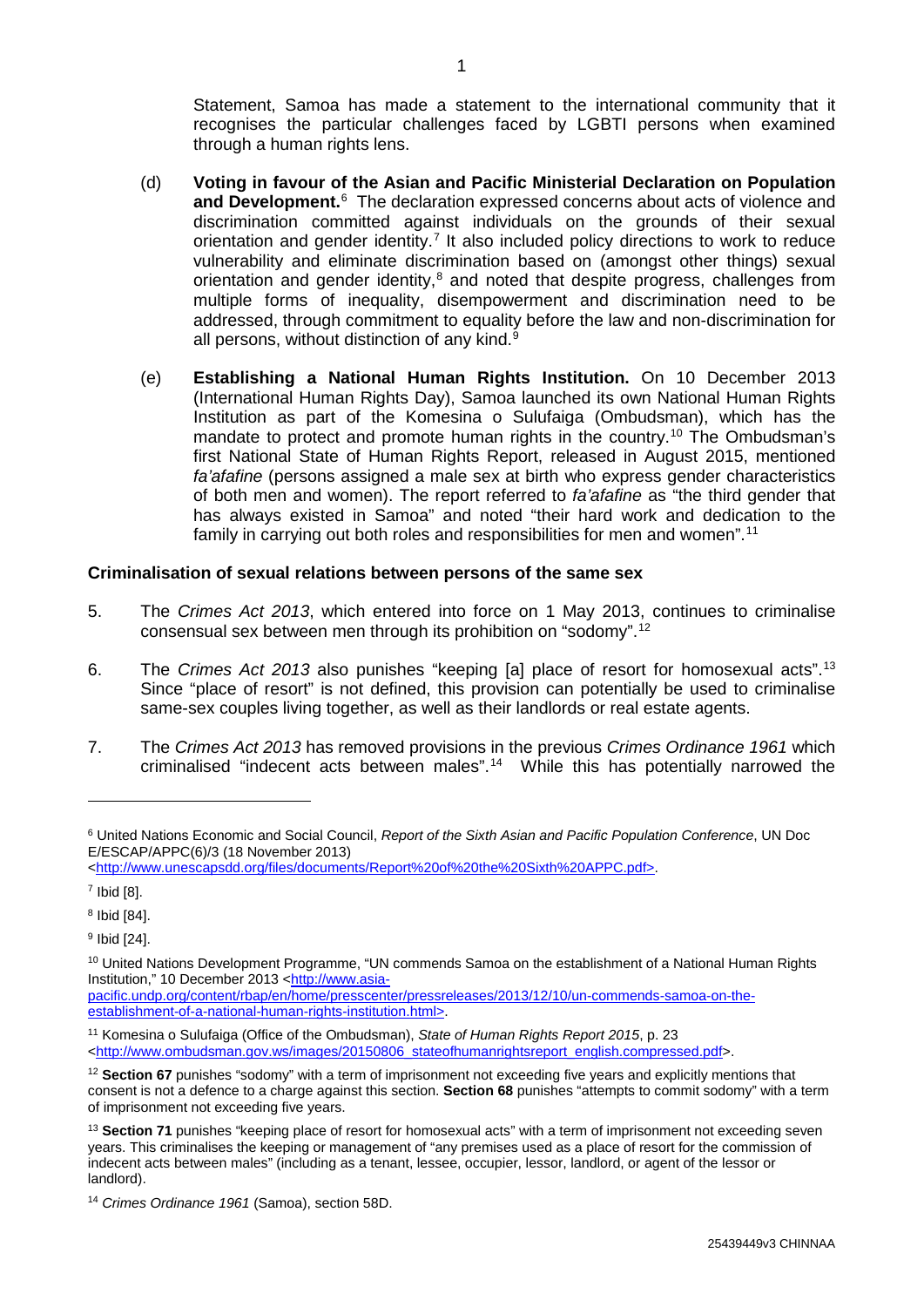Statement, Samoa has made a statement to the international community that it recognises the particular challenges faced by LGBTI persons when examined through a human rights lens.

(d) **Voting in favour of the Asian and Pacific Ministerial Declaration on Population and Development.**[6] The declaration expressed concerns about acts of violence and discrimination committed against individuals on the grounds of their sexual orientation and gender identity.[7] It also included policy directions to work to reduce vulnerability and eliminate discrimination based on (amongst other things) sexual orientation and gender identity,[8] and noted that despite progress, challenges from multiple forms of inequality, disempowerment and discrimination need to be addressed, through commitment to equality before the law and non-discrimination for all persons, without distinction of any kind.[9]

(e) **Establishing a National Human Rights Institution.** On 10 December 2013 (International Human Rights Day), Samoa launched its own National Human Rights Institution as part of the Komesina o Sulufaiga (Ombudsman), which has the mandate to protect and promote human rights in the country.[10] The Ombudsman's first National State of Human Rights Report, released in August 2015, mentioned *fa'afafine* (persons assigned a male sex at birth who express gender characteristics of both men and women). The report referred to *fa'afafine* as "the third gender that has always existed in Samoa" and noted "their hard work and dedication to the family in carrying out both roles and responsibilities for men and women".[11]

**Criminalisation of sexual relations between persons of the same sex**

5. The *Crimes Act 2013*, which entered into force on 1 May 2013, continues to criminalise consensual sex between men through its prohibition on "sodomy".[12]

6. The *Crimes Act 2013* also punishes "keeping [a] place of resort for homosexual acts".[13] Since "place of resort" is not defined, this provision can potentially be used to criminalise same-sex couples living together, as well as their landlords or real estate agents.

7. The *Crimes Act 2013* has removed provisions in the previous *Crimes Ordinance 1961* which criminalised "indecent acts between males".[14] While this has potentially narrowed the

---

[6] United Nations Economic and Social Council, *Report of the Sixth Asian and Pacific Population Conference*, UN Doc E/ESCAP/APPC(6)/3 (18 November 2013) <http://www.unescapsdd.org/files/documents/Report%20of%20the%20Sixth%20APPC.pdf>.

[7] Ibid [8].

[8] Ibid [84].

[9] Ibid [24].

[10] United Nations Development Programme, "UN commends Samoa on the establishment of a National Human Rights Institution," 10 December 2013 <http://www.asia-pacific.undp.org/content/rbap/en/home/presscenter/pressreleases/2013/12/10/un-commends-samoa-on-the-establishment-of-a-national-human-rights-institution.html>.

[11] Komesina o Sulufaiga (Office of the Ombudsman), *State of Human Rights Report 2015*, p. 23 <http://www.ombudsman.gov.ws/images/20150806_stateofhumanrightsreport_english.compressed.pdf>.

[12] **Section 67** punishes "sodomy" with a term of imprisonment not exceeding five years and explicitly mentions that consent is not a defence to a charge against this section. **Section 68** punishes "attempts to commit sodomy" with a term of imprisonment not exceeding five years.

[13] **Section 71** punishes "keeping place of resort for homosexual acts" with a term of imprisonment not exceeding seven years. This criminalises the keeping or management of "any premises used as a place of resort for the commission of indecent acts between males" (including as a tenant, lessee, occupier, lessor, landlord, or agent of the lessor or landlord).

[14] *Crimes Ordinance 1961* (Samoa), section 58D.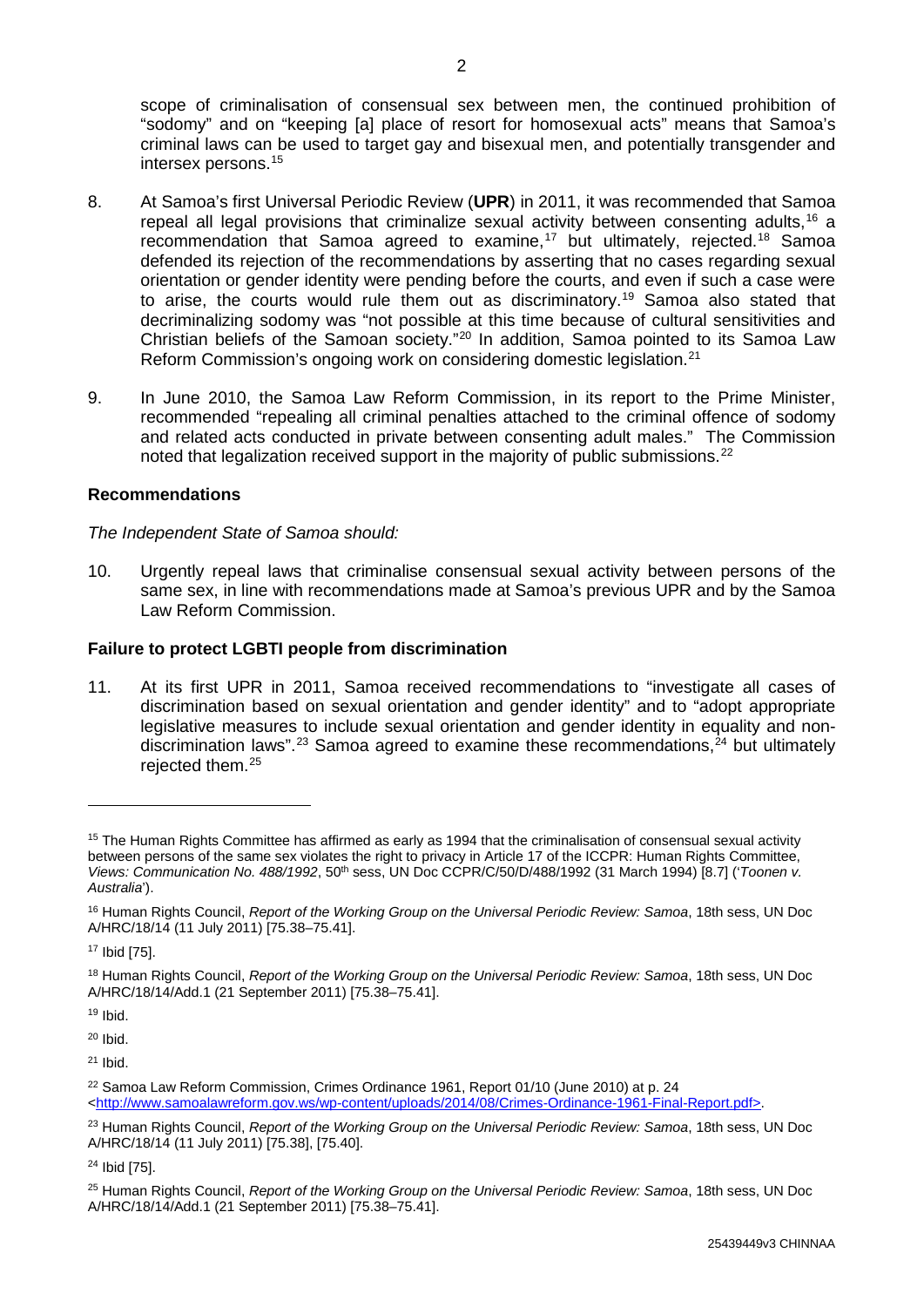scope of criminalisation of consensual sex between men, the continued prohibition of "sodomy" and on "keeping [a] place of resort for homosexual acts" means that Samoa's criminal laws can be used to target gay and bisexual men, and potentially transgender and intersex persons.[15]

8. At Samoa's first Universal Periodic Review (**UPR**) in 2011, it was recommended that Samoa repeal all legal provisions that criminalize sexual activity between consenting adults,[16] a recommendation that Samoa agreed to examine,[17] but ultimately, rejected.[18] Samoa defended its rejection of the recommendations by asserting that no cases regarding sexual orientation or gender identity were pending before the courts, and even if such a case were to arise, the courts would rule them out as discriminatory.[19] Samoa also stated that decriminalizing sodomy was "not possible at this time because of cultural sensitivities and Christian beliefs of the Samoan society."[20] In addition, Samoa pointed to its Samoa Law Reform Commission's ongoing work on considering domestic legislation.[21]

9. In June 2010, the Samoa Law Reform Commission, in its report to the Prime Minister, recommended "repealing all criminal penalties attached to the criminal offence of sodomy and related acts conducted in private between consenting adult males." The Commission noted that legalization received support in the majority of public submissions.[22]

### Recommendations

*The Independent State of Samoa should:*

10. Urgently repeal laws that criminalise consensual sexual activity between persons of the same sex, in line with recommendations made at Samoa's previous UPR and by the Samoa Law Reform Commission.

### Failure to protect LGBTI people from discrimination

11. At its first UPR in 2011, Samoa received recommendations to "investigate all cases of discrimination based on sexual orientation and gender identity" and to "adopt appropriate legislative measures to include sexual orientation and gender identity in equality and non-discrimination laws".[23] Samoa agreed to examine these recommendations,[24] but ultimately rejected them.[25]

---

[15] The Human Rights Committee has affirmed as early as 1994 that the criminalisation of consensual sexual activity between persons of the same sex violates the right to privacy in Article 17 of the ICCPR: Human Rights Committee, *Views: Communication No. 488/1992*, 50th sess, UN Doc CCPR/C/50/D/488/1992 (31 March 1994) [8.7] ('*Toonen v. Australia*').

[16] Human Rights Council, *Report of the Working Group on the Universal Periodic Review: Samoa*, 18th sess, UN Doc A/HRC/18/14 (11 July 2011) [75.38–75.41].

[17] Ibid [75].

[18] Human Rights Council, *Report of the Working Group on the Universal Periodic Review: Samoa*, 18th sess, UN Doc A/HRC/18/14/Add.1 (21 September 2011) [75.38–75.41].

[19] Ibid.

[20] Ibid.

[21] Ibid.

[22] Samoa Law Reform Commission, Crimes Ordinance 1961, Report 01/10 (June 2010) at p. 24 <http://www.samoalawreform.gov.ws/wp-content/uploads/2014/08/Crimes-Ordinance-1961-Final-Report.pdf>.

[23] Human Rights Council, *Report of the Working Group on the Universal Periodic Review: Samoa*, 18th sess, UN Doc A/HRC/18/14 (11 July 2011) [75.38], [75.40].

[24] Ibid [75].

[25] Human Rights Council, *Report of the Working Group on the Universal Periodic Review: Samoa*, 18th sess, UN Doc A/HRC/18/14/Add.1 (21 September 2011) [75.38–75.41].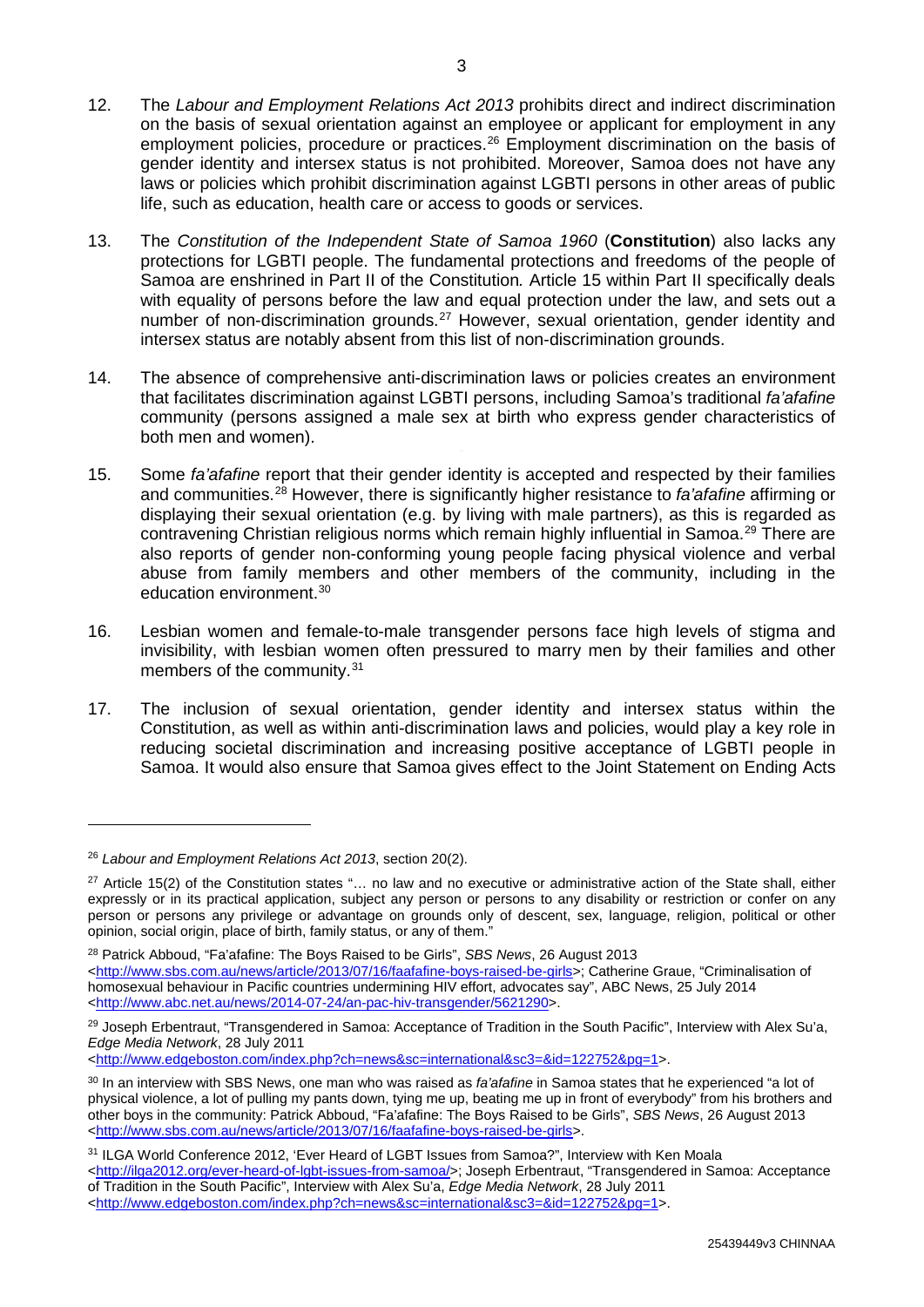12. The *Labour and Employment Relations Act 2013* prohibits direct and indirect discrimination on the basis of sexual orientation against an employee or applicant for employment in any employment policies, procedure or practices.[26] Employment discrimination on the basis of gender identity and intersex status is not prohibited. Moreover, Samoa does not have any laws or policies which prohibit discrimination against LGBTI persons in other areas of public life, such as education, health care or access to goods or services.

13. The *Constitution of the Independent State of Samoa 1960* (**Constitution**) also lacks any protections for LGBTI people. The fundamental protections and freedoms of the people of Samoa are enshrined in Part II of the Constitution. Article 15 within Part II specifically deals with equality of persons before the law and equal protection under the law, and sets out a number of non-discrimination grounds.[27] However, sexual orientation, gender identity and intersex status are notably absent from this list of non-discrimination grounds.

14. The absence of comprehensive anti-discrimination laws or policies creates an environment that facilitates discrimination against LGBTI persons, including Samoa's traditional *fa'afafine* community (persons assigned a male sex at birth who express gender characteristics of both men and women).

15. Some *fa'afafine* report that their gender identity is accepted and respected by their families and communities.[28] However, there is significantly higher resistance to *fa'afafine* affirming or displaying their sexual orientation (e.g. by living with male partners), as this is regarded as contravening Christian religious norms which remain highly influential in Samoa.[29] There are also reports of gender non-conforming young people facing physical violence and verbal abuse from family members and other members of the community, including in the education environment.[30]

16. Lesbian women and female-to-male transgender persons face high levels of stigma and invisibility, with lesbian women often pressured to marry men by their families and other members of the community.[31]

17. The inclusion of sexual orientation, gender identity and intersex status within the Constitution, as well as within anti-discrimination laws and policies, would play a key role in reducing societal discrimination and increasing positive acceptance of LGBTI people in Samoa. It would also ensure that Samoa gives effect to the Joint Statement on Ending Acts

---

[26] *Labour and Employment Relations Act 2013*, section 20(2).

[27] Article 15(2) of the Constitution states "… no law and no executive or administrative action of the State shall, either expressly or in its practical application, subject any person or persons to any disability or restriction or confer on any person or persons any privilege or advantage on grounds only of descent, sex, language, religion, political or other opinion, social origin, place of birth, family status, or any of them."

[28] Patrick Abboud, "Fa'afafine: The Boys Raised to be Girls", *SBS News*, 26 August 2013 <http://www.sbs.com.au/news/article/2013/07/16/faafafine-boys-raised-be-girls>; Catherine Graue, "Criminalisation of homosexual behaviour in Pacific countries undermining HIV effort, advocates say", ABC News, 25 July 2014 <http://www.abc.net.au/news/2014-07-24/an-pac-hiv-transgender/5621290>.

[29] Joseph Erbentraut, "Transgendered in Samoa: Acceptance of Tradition in the South Pacific", Interview with Alex Su'a, *Edge Media Network*, 28 July 2011 <http://www.edgeboston.com/index.php?ch=news&sc=international&sc3=&id=122752&pg=1>.

[30] In an interview with SBS News, one man who was raised as *fa'afafine* in Samoa states that he experienced "a lot of physical violence, a lot of pulling my pants down, tying me up, beating me up in front of everybody" from his brothers and other boys in the community: Patrick Abboud, "Fa'afafine: The Boys Raised to be Girls", *SBS News*, 26 August 2013 <http://www.sbs.com.au/news/article/2013/07/16/faafafine-boys-raised-be-girls>.

[31] ILGA World Conference 2012, 'Ever Heard of LGBT Issues from Samoa?", Interview with Ken Moala <http://ilga2012.org/ever-heard-of-lgbt-issues-from-samoa/>; Joseph Erbentraut, "Transgendered in Samoa: Acceptance of Tradition in the South Pacific", Interview with Alex Su'a, *Edge Media Network*, 28 July 2011 <http://www.edgeboston.com/index.php?ch=news&sc=international&sc3=&id=122752&pg=1>.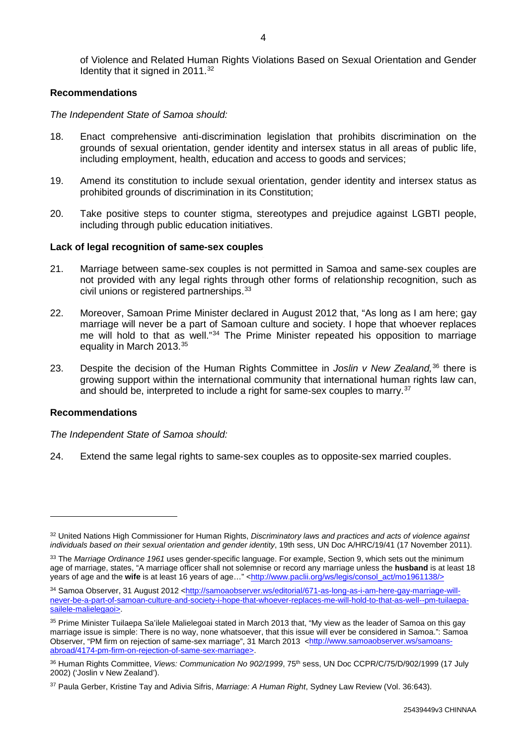of Violence and Related Human Rights Violations Based on Sexual Orientation and Gender Identity that it signed in 2011.[32]

**Recommendations**

*The Independent State of Samoa should:*

18. Enact comprehensive anti-discrimination legislation that prohibits discrimination on the grounds of sexual orientation, gender identity and intersex status in all areas of public life, including employment, health, education and access to goods and services;

19. Amend its constitution to include sexual orientation, gender identity and intersex status as prohibited grounds of discrimination in its Constitution;

20. Take positive steps to counter stigma, stereotypes and prejudice against LGBTI people, including through public education initiatives.

**Lack of legal recognition of same-sex couples**

21. Marriage between same-sex couples is not permitted in Samoa and same-sex couples are not provided with any legal rights through other forms of relationship recognition, such as civil unions or registered partnerships.[33]

22. Moreover, Samoan Prime Minister declared in August 2012 that, "As long as I am here; gay marriage will never be a part of Samoan culture and society. I hope that whoever replaces me will hold to that as well."[34] The Prime Minister repeated his opposition to marriage equality in March 2013.[35]

23. Despite the decision of the Human Rights Committee in *Joslin v New Zealand,*[36] there is growing support within the international community that international human rights law can, and should be, interpreted to include a right for same-sex couples to marry.[37]

**Recommendations**

*The Independent State of Samoa should:*

24. Extend the same legal rights to same-sex couples as to opposite-sex married couples.

---

[32] United Nations High Commissioner for Human Rights, *Discriminatory laws and practices and acts of violence against individuals based on their sexual orientation and gender identity*, 19th sess, UN Doc A/HRC/19/41 (17 November 2011).

[33] The *Marriage Ordinance 1961* uses gender-specific language. For example, Section 9, which sets out the minimum age of marriage, states, "A marriage officer shall not solemnise or record any marriage unless the **husband** is at least 18 years of age and the **wife** is at least 16 years of age…" <http://www.paclii.org/ws/legis/consol_act/mo1961138/>

[34] Samoa Observer, 31 August 2012 <http://samoaobserver.ws/editorial/671-as-long-as-i-am-here-gay-marriage-will-never-be-a-part-of-samoan-culture-and-society-i-hope-that-whoever-replaces-me-will-hold-to-that-as-well--pm-tuilaepa-sailele-malielegaoi>.

[35] Prime Minister Tuilaepa Sa'ilele Malielegoai stated in March 2013 that, "My view as the leader of Samoa on this gay marriage issue is simple: There is no way, none whatsoever, that this issue will ever be considered in Samoa.": Samoa Observer, "PM firm on rejection of same-sex marriage", 31 March 2013 <http://www.samoaobserver.ws/samoans-abroad/4174-pm-firm-on-rejection-of-same-sex-marriage>.

[36] Human Rights Committee, *Views: Communication No 902/1999*, 75th sess, UN Doc CCPR/C/75/D/902/1999 (17 July 2002) ('Joslin v New Zealand').

[37] Paula Gerber, Kristine Tay and Adivia Sifris, *Marriage: A Human Right*, Sydney Law Review (Vol. 36:643).

25439449v3 CHINNAA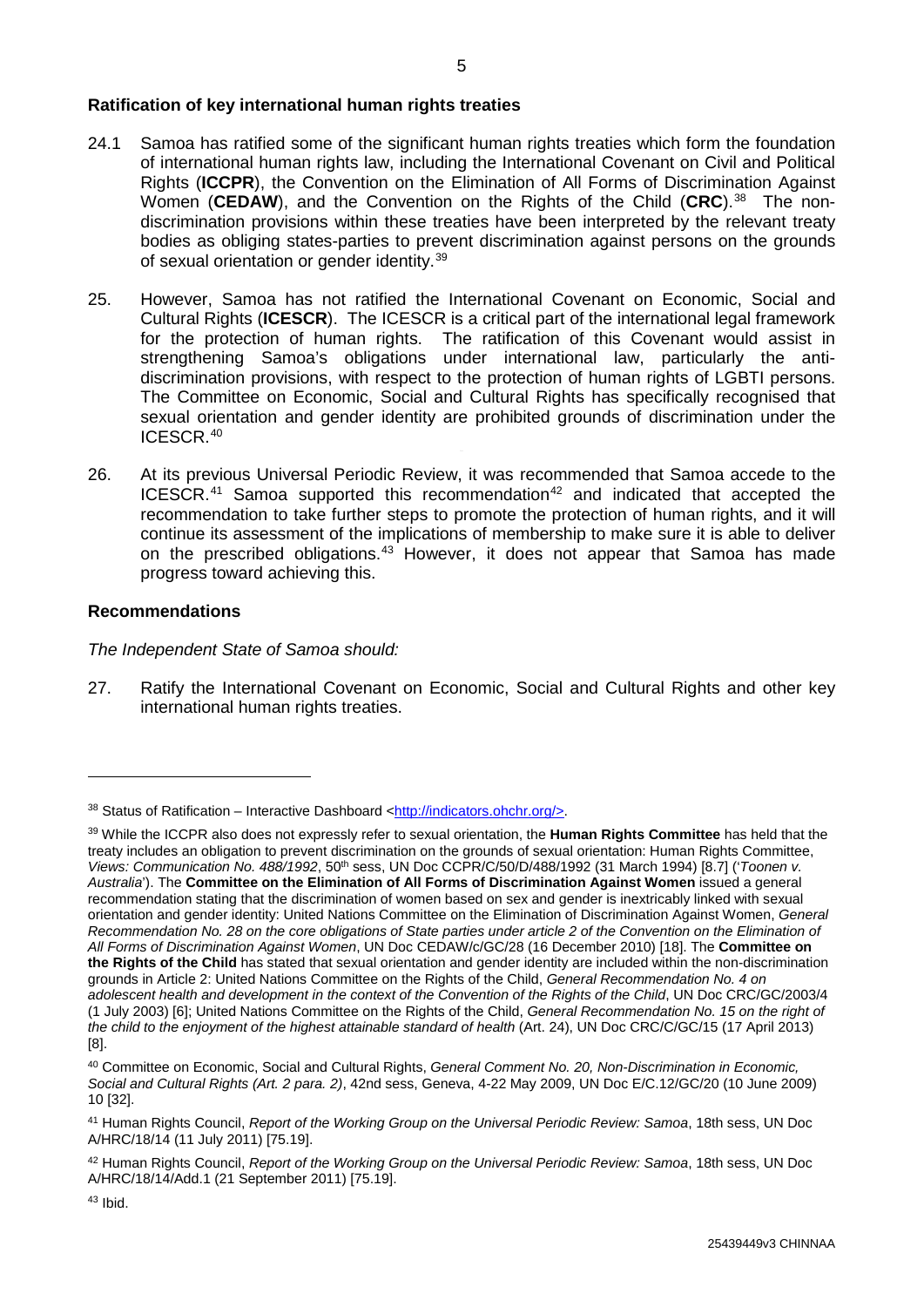**Ratification of key international human rights treaties**

24.1 Samoa has ratified some of the significant human rights treaties which form the foundation of international human rights law, including the International Covenant on Civil and Political Rights (**ICCPR**), the Convention on the Elimination of All Forms of Discrimination Against Women (**CEDAW**), and the Convention on the Rights of the Child (**CRC**).[38] The non-discrimination provisions within these treaties have been interpreted by the relevant treaty bodies as obliging states-parties to prevent discrimination against persons on the grounds of sexual orientation or gender identity.[39]

25. However, Samoa has not ratified the International Covenant on Economic, Social and Cultural Rights (**ICESCR**). The ICESCR is a critical part of the international legal framework for the protection of human rights. The ratification of this Covenant would assist in strengthening Samoa's obligations under international law, particularly the anti-discrimination provisions, with respect to the protection of human rights of LGBTI persons. The Committee on Economic, Social and Cultural Rights has specifically recognised that sexual orientation and gender identity are prohibited grounds of discrimination under the ICESCR.[40]

26. At its previous Universal Periodic Review, it was recommended that Samoa accede to the ICESCR.[41] Samoa supported this recommendation[42] and indicated that accepted the recommendation to take further steps to promote the protection of human rights, and it will continue its assessment of the implications of membership to make sure it is able to deliver on the prescribed obligations.[43] However, it does not appear that Samoa has made progress toward achieving this.

**Recommendations**

*The Independent State of Samoa should:*

27. Ratify the International Covenant on Economic, Social and Cultural Rights and other key international human rights treaties.

---

[38] Status of Ratification – Interactive Dashboard <http://indicators.ohchr.org/>.

[39] While the ICCPR also does not expressly refer to sexual orientation, the **Human Rights Committee** has held that the treaty includes an obligation to prevent discrimination on the grounds of sexual orientation: Human Rights Committee, *Views: Communication No. 488/1992*, 50th sess, UN Doc CCPR/C/50/D/488/1992 (31 March 1994) [8.7] ('*Toonen v. Australia*'). The **Committee on the Elimination of All Forms of Discrimination Against Women** issued a general recommendation stating that the discrimination of women based on sex and gender is inextricably linked with sexual orientation and gender identity: United Nations Committee on the Elimination of Discrimination Against Women, *General Recommendation No. 28 on the core obligations of State parties under article 2 of the Convention on the Elimination of All Forms of Discrimination Against Women*, UN Doc CEDAW/c/GC/28 (16 December 2010) [18]. The **Committee on the Rights of the Child** has stated that sexual orientation and gender identity are included within the non-discrimination grounds in Article 2: United Nations Committee on the Rights of the Child, *General Recommendation No. 4 on adolescent health and development in the context of the Convention of the Rights of the Child*, UN Doc CRC/GC/2003/4 (1 July 2003) [6]; United Nations Committee on the Rights of the Child, *General Recommendation No. 15 on the right of the child to the enjoyment of the highest attainable standard of health* (Art. 24), UN Doc CRC/C/GC/15 (17 April 2013) [8].

[40] Committee on Economic, Social and Cultural Rights, *General Comment No. 20, Non-Discrimination in Economic, Social and Cultural Rights (Art. 2 para. 2)*, 42nd sess, Geneva, 4-22 May 2009, UN Doc E/C.12/GC/20 (10 June 2009) 10 [32].

[41] Human Rights Council, *Report of the Working Group on the Universal Periodic Review: Samoa*, 18th sess, UN Doc A/HRC/18/14 (11 July 2011) [75.19].

[42] Human Rights Council, *Report of the Working Group on the Universal Periodic Review: Samoa*, 18th sess, UN Doc A/HRC/18/14/Add.1 (21 September 2011) [75.19].

[43] Ibid.